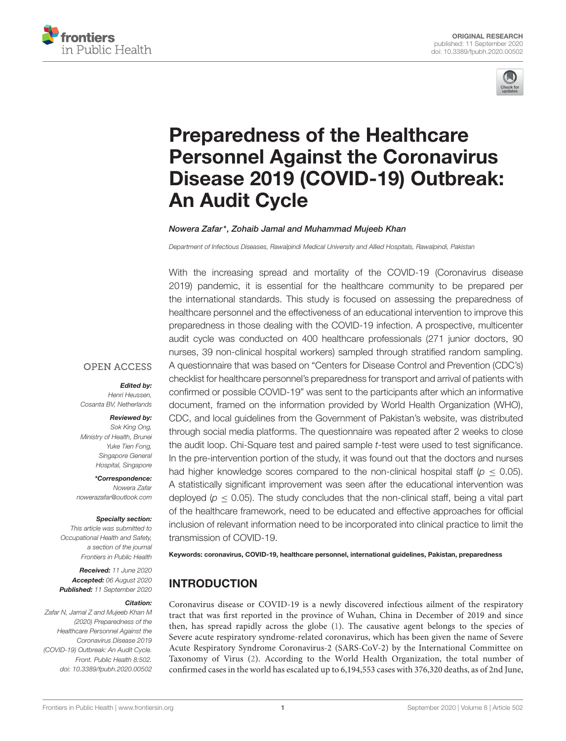ORIGINAL RESEARCH
published: 11 September 2020
doi: 10.3389/fpubh.2020.00502

# Preparedness of the Healthcare Personnel Against the Coronavirus Disease 2019 (COVID-19) Outbreak: An Audit Cycle

*Nowera Zafar\*, Zohaib Jamal and Muhammad Mujeeb Khan*

*Department of Infectious Diseases, Rawalpindi Medical University and Allied Hospitals, Rawalpindi, Pakistan*

With the increasing spread and mortality of the COVID-19 (Coronavirus disease 2019) pandemic, it is essential for the healthcare community to be prepared per the international standards. This study is focused on assessing the preparedness of healthcare personnel and the effectiveness of an educational intervention to improve this preparedness in those dealing with the COVID-19 infection. A prospective, multicenter audit cycle was conducted on 400 healthcare professionals (271 junior doctors, 90 nurses, 39 non-clinical hospital workers) sampled through stratified random sampling. A questionnaire that was based on "Centers for Disease Control and Prevention (CDC's) checklist for healthcare personnel's preparedness for transport and arrival of patients with confirmed or possible COVID-19" was sent to the participants after which an informative document, framed on the information provided by World Health Organization (WHO), CDC, and local guidelines from the Government of Pakistan's website, was distributed through social media platforms. The questionnaire was repeated after 2 weeks to close the audit loop. Chi-Square test and paired sample *t*-test were used to test significance. In the pre-intervention portion of the study, it was found out that the doctors and nurses had higher knowledge scores compared to the non-clinical hospital staff ($p \leq 0.05$). A statistically significant improvement was seen after the educational intervention was deployed ($p \leq 0.05$). The study concludes that the non-clinical staff, being a vital part of the healthcare framework, need to be educated and effective approaches for official inclusion of relevant information need to be incorporated into clinical practice to limit the transmission of COVID-19.

**Keywords: coronavirus, COVID-19, healthcare personnel, international guidelines, Pakistan, preparedness**

OPEN ACCESS

***Edited by:***
*Henri Heussen, Cosanta BV, Netherlands*

***Reviewed by:***
*Sok King Ong, Ministry of Health, Brunei*
*Yuke Tien Fong, Singapore General Hospital, Singapore*

***\*Correspondence:***
*Nowera Zafar*
*nowerazafar@outlook.com*

***Specialty section:***
*This article was submitted to Occupational Health and Safety, a section of the journal Frontiers in Public Health*

***Received:*** *11 June 2020*
***Accepted:*** *06 August 2020*
***Published:*** *11 September 2020*

***Citation:***
*Zafar N, Jamal Z and Mujeeb Khan M (2020) Preparedness of the Healthcare Personnel Against the Coronavirus Disease 2019 (COVID-19) Outbreak: An Audit Cycle. Front. Public Health 8:502. doi: 10.3389/fpubh.2020.00502*

## INTRODUCTION

Coronavirus disease or COVID-19 is a newly discovered infectious ailment of the respiratory tract that was first reported in the province of Wuhan, China in December of 2019 and since then, has spread rapidly across the globe (1). The causative agent belongs to the species of Severe acute respiratory syndrome-related coronavirus, which has been given the name of Severe Acute Respiratory Syndrome Coronavirus-2 (SARS-CoV-2) by the International Committee on Taxonomy of Virus (2). According to the World Health Organization, the total number of confirmed cases in the world has escalated up to 6,194,553 cases with 376,320 deaths, as of 2nd June,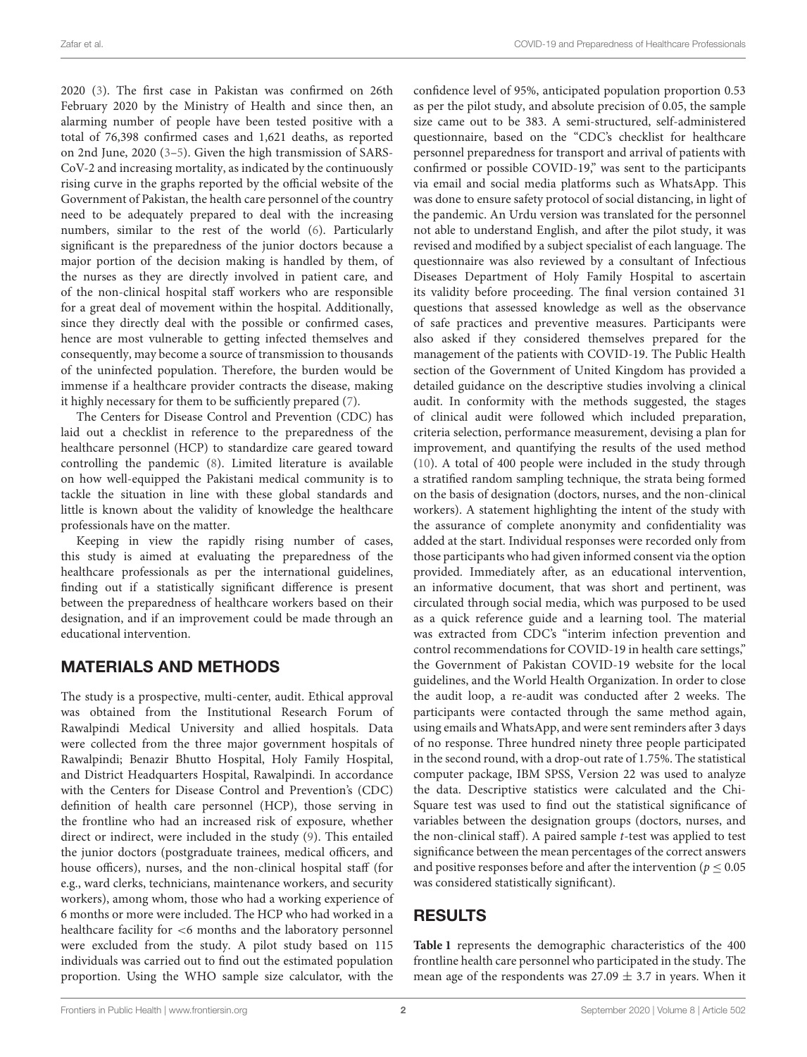2020 (3). The first case in Pakistan was confirmed on 26th February 2020 by the Ministry of Health and since then, an alarming number of people have been tested positive with a total of 76,398 confirmed cases and 1,621 deaths, as reported on 2nd June, 2020 (3–5). Given the high transmission of SARS-CoV-2 and increasing mortality, as indicated by the continuously rising curve in the graphs reported by the official website of the Government of Pakistan, the health care personnel of the country need to be adequately prepared to deal with the increasing numbers, similar to the rest of the world (6). Particularly significant is the preparedness of the junior doctors because a major portion of the decision making is handled by them, of the nurses as they are directly involved in patient care, and of the non-clinical hospital staff workers who are responsible for a great deal of movement within the hospital. Additionally, since they directly deal with the possible or confirmed cases, hence are most vulnerable to getting infected themselves and consequently, may become a source of transmission to thousands of the uninfected population. Therefore, the burden would be immense if a healthcare provider contracts the disease, making it highly necessary for them to be sufficiently prepared (7).

The Centers for Disease Control and Prevention (CDC) has laid out a checklist in reference to the preparedness of the healthcare personnel (HCP) to standardize care geared toward controlling the pandemic (8). Limited literature is available on how well-equipped the Pakistani medical community is to tackle the situation in line with these global standards and little is known about the validity of knowledge the healthcare professionals have on the matter.

Keeping in view the rapidly rising number of cases, this study is aimed at evaluating the preparedness of the healthcare professionals as per the international guidelines, finding out if a statistically significant difference is present between the preparedness of healthcare workers based on their designation, and if an improvement could be made through an educational intervention.

## MATERIALS AND METHODS

The study is a prospective, multi-center, audit. Ethical approval was obtained from the Institutional Research Forum of Rawalpindi Medical University and allied hospitals. Data were collected from the three major government hospitals of Rawalpindi; Benazir Bhutto Hospital, Holy Family Hospital, and District Headquarters Hospital, Rawalpindi. In accordance with the Centers for Disease Control and Prevention's (CDC) definition of health care personnel (HCP), those serving in the frontline who had an increased risk of exposure, whether direct or indirect, were included in the study (9). This entailed the junior doctors (postgraduate trainees, medical officers, and house officers), nurses, and the non-clinical hospital staff (for e.g., ward clerks, technicians, maintenance workers, and security workers), among whom, those who had a working experience of 6 months or more were included. The HCP who had worked in a healthcare facility for <6 months and the laboratory personnel were excluded from the study. A pilot study based on 115 individuals was carried out to find out the estimated population proportion. Using the WHO sample size calculator, with the confidence level of 95%, anticipated population proportion 0.53 as per the pilot study, and absolute precision of 0.05, the sample size came out to be 383. A semi-structured, self-administered questionnaire, based on the "CDC's checklist for healthcare personnel preparedness for transport and arrival of patients with confirmed or possible COVID-19," was sent to the participants via email and social media platforms such as WhatsApp. This was done to ensure safety protocol of social distancing, in light of the pandemic. An Urdu version was translated for the personnel not able to understand English, and after the pilot study, it was revised and modified by a subject specialist of each language. The questionnaire was also reviewed by a consultant of Infectious Diseases Department of Holy Family Hospital to ascertain its validity before proceeding. The final version contained 31 questions that assessed knowledge as well as the observance of safe practices and preventive measures. Participants were also asked if they considered themselves prepared for the management of the patients with COVID-19. The Public Health section of the Government of United Kingdom has provided a detailed guidance on the descriptive studies involving a clinical audit. In conformity with the methods suggested, the stages of clinical audit were followed which included preparation, criteria selection, performance measurement, devising a plan for improvement, and quantifying the results of the used method (10). A total of 400 people were included in the study through a stratified random sampling technique, the strata being formed on the basis of designation (doctors, nurses, and the non-clinical workers). A statement highlighting the intent of the study with the assurance of complete anonymity and confidentiality was added at the start. Individual responses were recorded only from those participants who had given informed consent via the option provided. Immediately after, as an educational intervention, an informative document, that was short and pertinent, was circulated through social media, which was purposed to be used as a quick reference guide and a learning tool. The material was extracted from CDC's "interim infection prevention and control recommendations for COVID-19 in health care settings," the Government of Pakistan COVID-19 website for the local guidelines, and the World Health Organization. In order to close the audit loop, a re-audit was conducted after 2 weeks. The participants were contacted through the same method again, using emails and WhatsApp, and were sent reminders after 3 days of no response. Three hundred ninety three people participated in the second round, with a drop-out rate of 1.75%. The statistical computer package, IBM SPSS, Version 22 was used to analyze the data. Descriptive statistics were calculated and the Chi-Square test was used to find out the statistical significance of variables between the designation groups (doctors, nurses, and the non-clinical staff). A paired sample $t$-test was applied to test significance between the mean percentages of the correct answers and positive responses before and after the intervention ($p \leq 0.05$ was considered statistically significant).

## RESULTS

**Table 1** represents the demographic characteristics of the 400 frontline health care personnel who participated in the study. The mean age of the respondents was $27.09 \pm 3.7$ in years. When it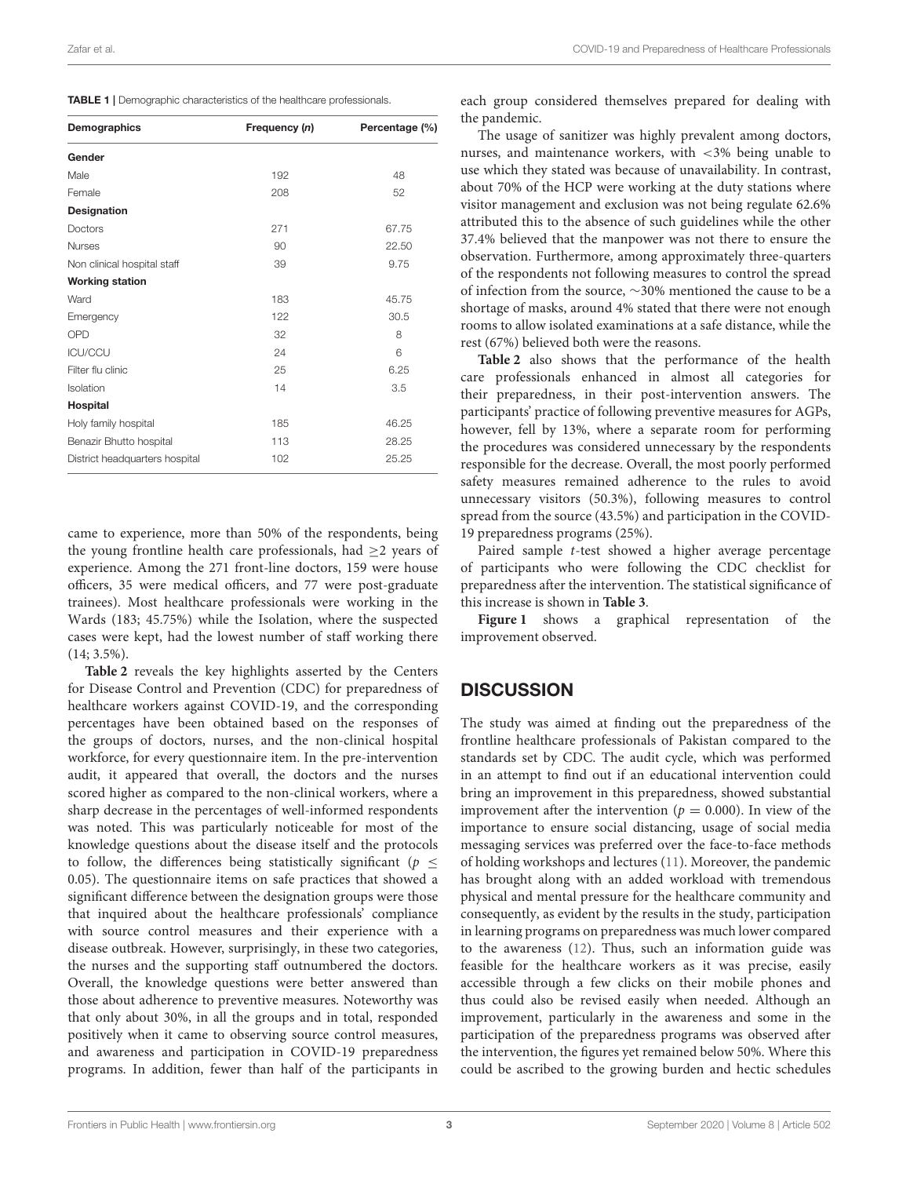**TABLE 1** | Demographic characteristics of the healthcare professionals.

| Demographics | Frequency (n) | Percentage (%) |
|---|---|---|
| **Gender** | | |
| Male | 192 | 48 |
| Female | 208 | 52 |
| **Designation** | | |
| Doctors | 271 | 67.75 |
| Nurses | 90 | 22.50 |
| Non clinical hospital staff | 39 | 9.75 |
| **Working station** | | |
| Ward | 183 | 45.75 |
| Emergency | 122 | 30.5 |
| OPD | 32 | 8 |
| ICU/CCU | 24 | 6 |
| Filter flu clinic | 25 | 6.25 |
| Isolation | 14 | 3.5 |
| **Hospital** | | |
| Holy family hospital | 185 | 46.25 |
| Benazir Bhutto hospital | 113 | 28.25 |
| District headquarters hospital | 102 | 25.25 |

came to experience, more than 50% of the respondents, being the young frontline health care professionals, had ≥2 years of experience. Among the 271 front-line doctors, 159 were house officers, 35 were medical officers, and 77 were post-graduate trainees). Most healthcare professionals were working in the Wards (183; 45.75%) while the Isolation, where the suspected cases were kept, had the lowest number of staff working there (14; 3.5%).

**Table 2** reveals the key highlights asserted by the Centers for Disease Control and Prevention (CDC) for preparedness of healthcare workers against COVID-19, and the corresponding percentages have been obtained based on the responses of the groups of doctors, nurses, and the non-clinical hospital workforce, for every questionnaire item. In the pre-intervention audit, it appeared that overall, the doctors and the nurses scored higher as compared to the non-clinical workers, where a sharp decrease in the percentages of well-informed respondents was noted. This was particularly noticeable for most of the knowledge questions about the disease itself and the protocols to follow, the differences being statistically significant ($p \leq 0.05$). The questionnaire items on safe practices that showed a significant difference between the designation groups were those that inquired about the healthcare professionals' compliance with source control measures and their experience with a disease outbreak. However, surprisingly, in these two categories, the nurses and the supporting staff outnumbered the doctors. Overall, the knowledge questions were better answered than those about adherence to preventive measures. Noteworthy was that only about 30%, in all the groups and in total, responded positively when it came to observing source control measures, and awareness and participation in COVID-19 preparedness programs. In addition, fewer than half of the participants in each group considered themselves prepared for dealing with the pandemic.

The usage of sanitizer was highly prevalent among doctors, nurses, and maintenance workers, with <3% being unable to use which they stated was because of unavailability. In contrast, about 70% of the HCP were working at the duty stations where visitor management and exclusion was not being regulate 62.6% attributed this to the absence of such guidelines while the other 37.4% believed that the manpower was not there to ensure the observation. Furthermore, among approximately three-quarters of the respondents not following measures to control the spread of infection from the source, ∼30% mentioned the cause to be a shortage of masks, around 4% stated that there were not enough rooms to allow isolated examinations at a safe distance, while the rest (67%) believed both were the reasons.

**Table 2** also shows that the performance of the health care professionals enhanced in almost all categories for their preparedness, in their post-intervention answers. The participants' practice of following preventive measures for AGPs, however, fell by 13%, where a separate room for performing the procedures was considered unnecessary by the respondents responsible for the decrease. Overall, the most poorly performed safety measures remained adherence to the rules to avoid unnecessary visitors (50.3%), following measures to control spread from the source (43.5%) and participation in the COVID-19 preparedness programs (25%).

Paired sample *t*-test showed a higher average percentage of participants who were following the CDC checklist for preparedness after the intervention. The statistical significance of this increase is shown in **Table 3**.

**Figure 1** shows a graphical representation of the improvement observed.

## DISCUSSION

The study was aimed at finding out the preparedness of the frontline healthcare professionals of Pakistan compared to the standards set by CDC. The audit cycle, which was performed in an attempt to find out if an educational intervention could bring an improvement in this preparedness, showed substantial improvement after the intervention ($p = 0.000$). In view of the importance to ensure social distancing, usage of social media messaging services was preferred over the face-to-face methods of holding workshops and lectures (11). Moreover, the pandemic has brought along with an added workload with tremendous physical and mental pressure for the healthcare community and consequently, as evident by the results in the study, participation in learning programs on preparedness was much lower compared to the awareness (12). Thus, such an information guide was feasible for the healthcare workers as it was precise, easily accessible through a few clicks on their mobile phones and thus could also be revised easily when needed. Although an improvement, particularly in the awareness and some in the participation of the preparedness programs was observed after the intervention, the figures yet remained below 50%. Where this could be ascribed to the growing burden and hectic schedules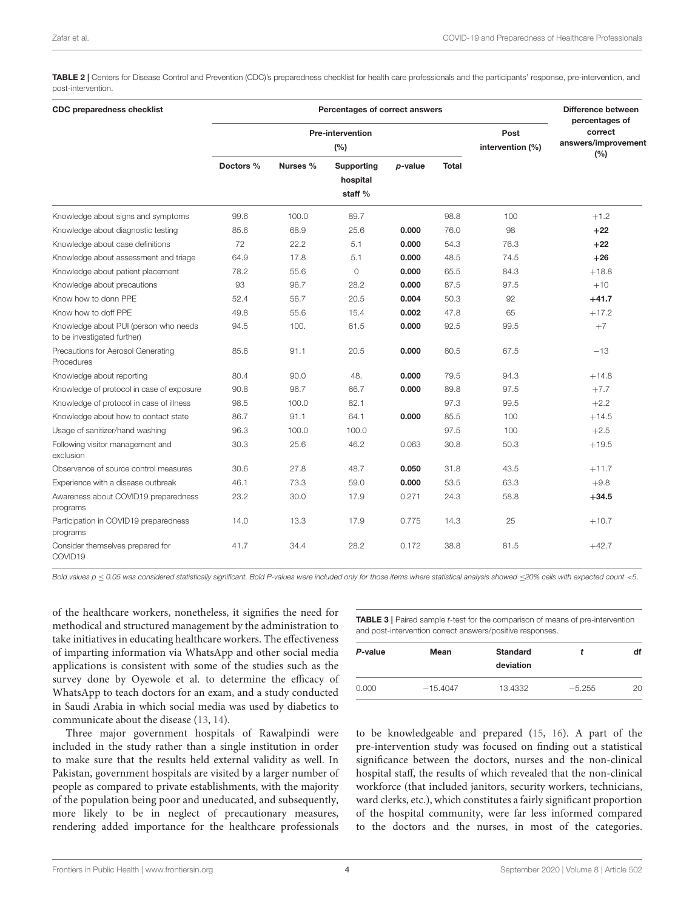**TABLE 2 |** Centers for Disease Control and Prevention (CDC)'s preparedness checklist for health care professionals and the participants' response, pre-intervention, and post-intervention.

| CDC preparedness checklist | Percentages of correct answers | | | | | | Difference between percentages of correct answers/improvement (%) |
|---|---|---|---|---|---|---|---|
| | Pre-intervention (%) | | | | | Post intervention (%) | |
| | Doctors % | Nurses % | Supporting hospital staff % | *p*-value | Total | | |
| Knowledge about signs and symptoms | 99.6 | 100.0 | 89.7 | | 98.8 | 100 | +1.2 |
| Knowledge about diagnostic testing | 85.6 | 68.9 | 25.6 | **0.000** | 76.0 | 98 | **+22** |
| Knowledge about case definitions | 72 | 22.2 | 5.1 | **0.000** | 54.3 | 76.3 | **+22** |
| Knowledge about assessment and triage | 64.9 | 17.8 | 5.1 | **0.000** | 48.5 | 74.5 | **+26** |
| Knowledge about patient placement | 78.2 | 55.6 | 0 | **0.000** | 65.5 | 84.3 | +18.8 |
| Knowledge about precautions | 93 | 96.7 | 28.2 | **0.000** | 87.5 | 97.5 | +10 |
| Know how to donn PPE | 52.4 | 56.7 | 20.5 | **0.004** | 50.3 | 92 | **+41.7** |
| Know how to doff PPE | 49.8 | 55.6 | 15.4 | **0.002** | 47.8 | 65 | +17.2 |
| Knowledge about PUI (person who needs to be investigated further) | 94.5 | 100. | 61.5 | **0.000** | 92.5 | 99.5 | +7 |
| Precautions for Aerosol Generating Procedures | 85.6 | 91.1 | 20.5 | **0.000** | 80.5 | 67.5 | −13 |
| Knowledge about reporting | 80.4 | 90.0 | 48. | **0.000** | 79.5 | 94.3 | +14.8 |
| Knowledge of protocol in case of exposure | 90.8 | 96.7 | 66.7 | **0.000** | 89.8 | 97.5 | +7.7 |
| Knowledge of protocol in case of illness | 98.5 | 100.0 | 82.1 | | 97.3 | 99.5 | +2.2 |
| Knowledge about how to contact state | 86.7 | 91.1 | 64.1 | **0.000** | 85.5 | 100 | +14.5 |
| Usage of sanitizer/hand washing | 96.3 | 100.0 | 100.0 | | 97.5 | 100 | +2.5 |
| Following visitor management and exclusion | 30.3 | 25.6 | 46.2 | 0.063 | 30.8 | 50.3 | +19.5 |
| Observance of source control measures | 30.6 | 27.8 | 48.7 | **0.050** | 31.8 | 43.5 | +11.7 |
| Experience with a disease outbreak | 46.1 | 73.3 | 59.0 | **0.000** | 53.5 | 63.3 | +9.8 |
| Awareness about COVID19 preparedness programs | 23.2 | 30.0 | 17.9 | 0.271 | 24.3 | 58.8 | **+34.5** |
| Participation in COVID19 preparedness programs | 14.0 | 13.3 | 17.9 | 0.775 | 14.3 | 25 | +10.7 |
| Consider themselves prepared for COVID19 | 41.7 | 34.4 | 28.2 | 0.172 | 38.8 | 81.5 | +42.7 |

*Bold values $p \leq 0.05$ was considered statistically significant. Bold P-values were included only for those items where statistical analysis showed ≤20% cells with expected count <5.*

of the healthcare workers, nonetheless, it signifies the need for methodical and structured management by the administration to take initiatives in educating healthcare workers. The effectiveness of imparting information via WhatsApp and other social media applications is consistent with some of the studies such as the survey done by Oyewole et al. to determine the efficacy of WhatsApp to teach doctors for an exam, and a study conducted in Saudi Arabia in which social media was used by diabetics to communicate about the disease (13, 14).

Three major government hospitals of Rawalpindi were included in the study rather than a single institution in order to make sure that the results held external validity as well. In Pakistan, government hospitals are visited by a larger number of people as compared to private establishments, with the majority of the population being poor and uneducated, and subsequently, more likely to be in neglect of precautionary measures, rendering added importance for the healthcare professionals to be knowledgeable and prepared (15, 16). A part of the pre-intervention study was focused on finding out a statistical significance between the doctors, nurses and the non-clinical hospital staff, the results of which revealed that the non-clinical workforce (that included janitors, security workers, technicians, ward clerks, etc.), which constitutes a fairly significant proportion of the hospital community, were far less informed compared to the doctors and the nurses, in most of the categories.

**TABLE 3 |** Paired sample *t*-test for the comparison of means of pre-intervention and post-intervention correct answers/positive responses.

| *P*-value | Mean | Standard deviation | *t* | df |
|---|---|---|---|---|
| 0.000 | −15.4047 | 13.4332 | −5.255 | 20 |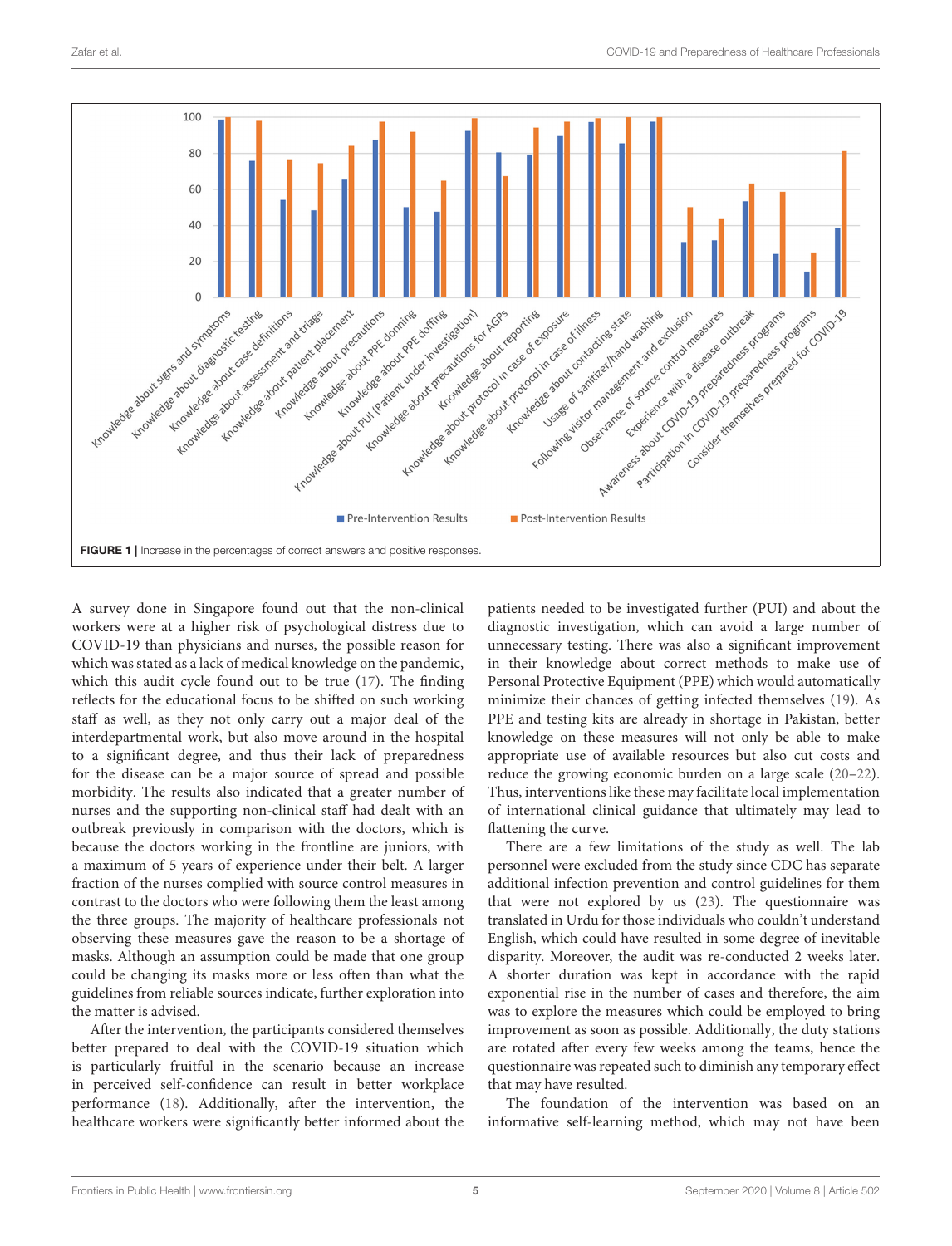FIGURE 1 | Increase in the percentages of correct answers and positive responses.

A survey done in Singapore found out that the non-clinical workers were at a higher risk of psychological distress due to COVID-19 than physicians and nurses, the possible reason for which was stated as a lack of medical knowledge on the pandemic, which this audit cycle found out to be true (17). The finding reflects for the educational focus to be shifted on such working staff as well, as they not only carry out a major deal of the interdepartmental work, but also move around in the hospital to a significant degree, and thus their lack of preparedness for the disease can be a major source of spread and possible morbidity. The results also indicated that a greater number of nurses and the supporting non-clinical staff had dealt with an outbreak previously in comparison with the doctors, which is because the doctors working in the frontline are juniors, with a maximum of 5 years of experience under their belt. A larger fraction of the nurses complied with source control measures in contrast to the doctors who were following them the least among the three groups. The majority of healthcare professionals not observing these measures gave the reason to be a shortage of masks. Although an assumption could be made that one group could be changing its masks more or less often than what the guidelines from reliable sources indicate, further exploration into the matter is advised.

After the intervention, the participants considered themselves better prepared to deal with the COVID-19 situation which is particularly fruitful in the scenario because an increase in perceived self-confidence can result in better workplace performance (18). Additionally, after the intervention, the healthcare workers were significantly better informed about the patients needed to be investigated further (PUI) and about the diagnostic investigation, which can avoid a large number of unnecessary testing. There was also a significant improvement in their knowledge about correct methods to make use of Personal Protective Equipment (PPE) which would automatically minimize their chances of getting infected themselves (19). As PPE and testing kits are already in shortage in Pakistan, better knowledge on these measures will not only be able to make appropriate use of available resources but also cut costs and reduce the growing economic burden on a large scale (20–22). Thus, interventions like these may facilitate local implementation of international clinical guidance that ultimately may lead to flattening the curve.

There are a few limitations of the study as well. The lab personnel were excluded from the study since CDC has separate additional infection prevention and control guidelines for them that were not explored by us (23). The questionnaire was translated in Urdu for those individuals who couldn't understand English, which could have resulted in some degree of inevitable disparity. Moreover, the audit was re-conducted 2 weeks later. A shorter duration was kept in accordance with the rapid exponential rise in the number of cases and therefore, the aim was to explore the measures which could be employed to bring improvement as soon as possible. Additionally, the duty stations are rotated after every few weeks among the teams, hence the questionnaire was repeated such to diminish any temporary effect that may have resulted.

The foundation of the intervention was based on an informative self-learning method, which may not have been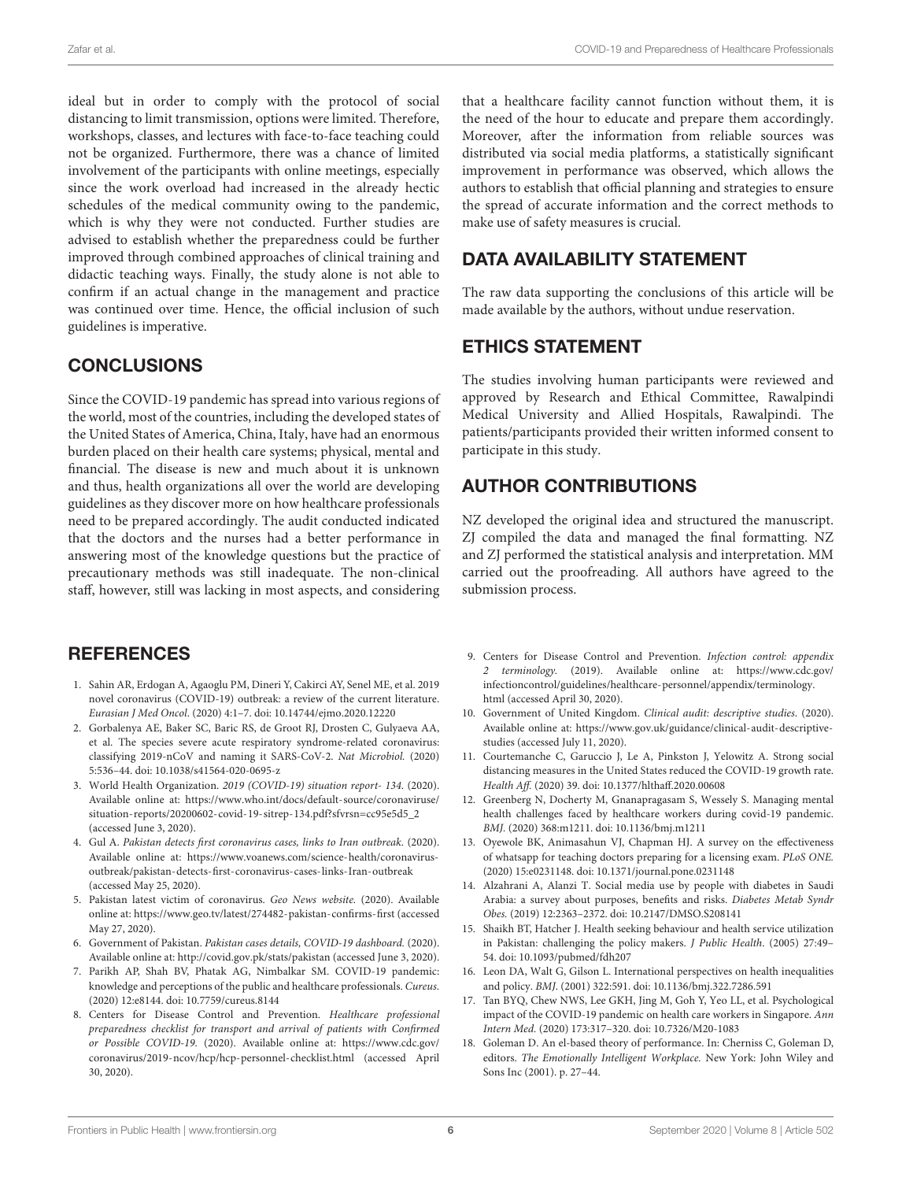ideal but in order to comply with the protocol of social distancing to limit transmission, options were limited. Therefore, workshops, classes, and lectures with face-to-face teaching could not be organized. Furthermore, there was a chance of limited involvement of the participants with online meetings, especially since the work overload had increased in the already hectic schedules of the medical community owing to the pandemic, which is why they were not conducted. Further studies are advised to establish whether the preparedness could be further improved through combined approaches of clinical training and didactic teaching ways. Finally, the study alone is not able to confirm if an actual change in the management and practice was continued over time. Hence, the official inclusion of such guidelines is imperative.

## CONCLUSIONS

Since the COVID-19 pandemic has spread into various regions of the world, most of the countries, including the developed states of the United States of America, China, Italy, have had an enormous burden placed on their health care systems; physical, mental and financial. The disease is new and much about it is unknown and thus, health organizations all over the world are developing guidelines as they discover more on how healthcare professionals need to be prepared accordingly. The audit conducted indicated that the doctors and the nurses had a better performance in answering most of the knowledge questions but the practice of precautionary methods was still inadequate. The non-clinical staff, however, still was lacking in most aspects, and considering that a healthcare facility cannot function without them, it is the need of the hour to educate and prepare them accordingly. Moreover, after the information from reliable sources was distributed via social media platforms, a statistically significant improvement in performance was observed, which allows the authors to establish that official planning and strategies to ensure the spread of accurate information and the correct methods to make use of safety measures is crucial.

## DATA AVAILABILITY STATEMENT

The raw data supporting the conclusions of this article will be made available by the authors, without undue reservation.

## ETHICS STATEMENT

The studies involving human participants were reviewed and approved by Research and Ethical Committee, Rawalpindi Medical University and Allied Hospitals, Rawalpindi. The patients/participants provided their written informed consent to participate in this study.

## AUTHOR CONTRIBUTIONS

NZ developed the original idea and structured the manuscript. ZJ compiled the data and managed the final formatting. NZ and ZJ performed the statistical analysis and interpretation. MM carried out the proofreading. All authors have agreed to the submission process.

## REFERENCES

1. Sahin AR, Erdogan A, Agaoglu PM, Dineri Y, Cakirci AY, Senel ME, et al. 2019 novel coronavirus (COVID-19) outbreak: a review of the current literature. *Eurasian J Med Oncol*. (2020) 4:1–7. doi: 10.14744/ejmo.2020.12220
2. Gorbalenya AE, Baker SC, Baric RS, de Groot RJ, Drosten C, Gulyaeva AA, et al. The species severe acute respiratory syndrome-related coronavirus: classifying 2019-nCoV and naming it SARS-CoV-2. *Nat Microbiol.* (2020) 5:536–44. doi: 10.1038/s41564-020-0695-z
3. World Health Organization. *2019 (COVID-19) situation report- 134.* (2020). Available online at: https://www.who.int/docs/default-source/coronaviruse/situation-reports/20200602-covid-19-sitrep-134.pdf?sfvrsn=cc95e5d5_2 (accessed June 3, 2020).
4. Gul A. *Pakistan detects first coronavirus cases, links to Iran outbreak.* (2020). Available online at: https://www.voanews.com/science-health/coronavirus-outbreak/pakistan-detects-first-coronavirus-cases-links-Iran-outbreak (accessed May 25, 2020).
5. Pakistan latest victim of coronavirus. *Geo News website.* (2020). Available online at: https://www.geo.tv/latest/274482-pakistan-confirms-first (accessed May 27, 2020).
6. Government of Pakistan. *Pakistan cases details, COVID-19 dashboard.* (2020). Available online at: http://covid.gov.pk/stats/pakistan (accessed June 3, 2020).
7. Parikh AP, Shah BV, Phatak AG, Nimbalkar SM. COVID-19 pandemic: knowledge and perceptions of the public and healthcare professionals. *Cureus*. (2020) 12:e8144. doi: 10.7759/cureus.8144
8. Centers for Disease Control and Prevention. *Healthcare professional preparedness checklist for transport and arrival of patients with Confirmed or Possible COVID-19.* (2020). Available online at: https://www.cdc.gov/coronavirus/2019-ncov/hcp/hcp-personnel-checklist.html (accessed April 30, 2020).
9. Centers for Disease Control and Prevention. *Infection control: appendix 2 terminology.* (2019). Available online at: https://www.cdc.gov/infectioncontrol/guidelines/healthcare-personnel/appendix/terminology.html (accessed April 30, 2020).
10. Government of United Kingdom. *Clinical audit: descriptive studies.* (2020). Available online at: https://www.gov.uk/guidance/clinical-audit-descriptive-studies (accessed July 11, 2020).
11. Courtemanche C, Garuccio J, Le A, Pinkston J, Yelowitz A. Strong social distancing measures in the United States reduced the COVID-19 growth rate. *Health Aff.* (2020) 39. doi: 10.1377/hlthaff.2020.00608
12. Greenberg N, Docherty M, Gnanapragasam S, Wessely S. Managing mental health challenges faced by healthcare workers during covid-19 pandemic. *BMJ.* (2020) 368:m1211. doi: 10.1136/bmj.m1211
13. Oyewole BK, Animasahun VJ, Chapman HJ. A survey on the effectiveness of whatsapp for teaching doctors preparing for a licensing exam. *PLoS ONE.* (2020) 15:e0231148. doi: 10.1371/journal.pone.0231148
14. Alzahrani A, Alanzi T. Social media use by people with diabetes in Saudi Arabia: a survey about purposes, benefits and risks. *Diabetes Metab Syndr Obes.* (2019) 12:2363–2372. doi: 10.2147/DMSO.S208141
15. Shaikh BT, Hatcher J. Health seeking behaviour and health service utilization in Pakistan: challenging the policy makers. *J Public Health*. (2005) 27:49–54. doi: 10.1093/pubmed/fdh207
16. Leon DA, Walt G, Gilson L. International perspectives on health inequalities and policy. *BMJ.* (2001) 322:591. doi: 10.1136/bmj.322.7286.591
17. Tan BYQ, Chew NWS, Lee GKH, Jing M, Goh Y, Yeo LL, et al. Psychological impact of the COVID-19 pandemic on health care workers in Singapore. *Ann Intern Med.* (2020) 173:317–320. doi: 10.7326/M20-1083
18. Goleman D. An el-based theory of performance. In: Cherniss C, Goleman D, editors. *The Emotionally Intelligent Workplace.* New York: John Wiley and Sons Inc (2001). p. 27–44.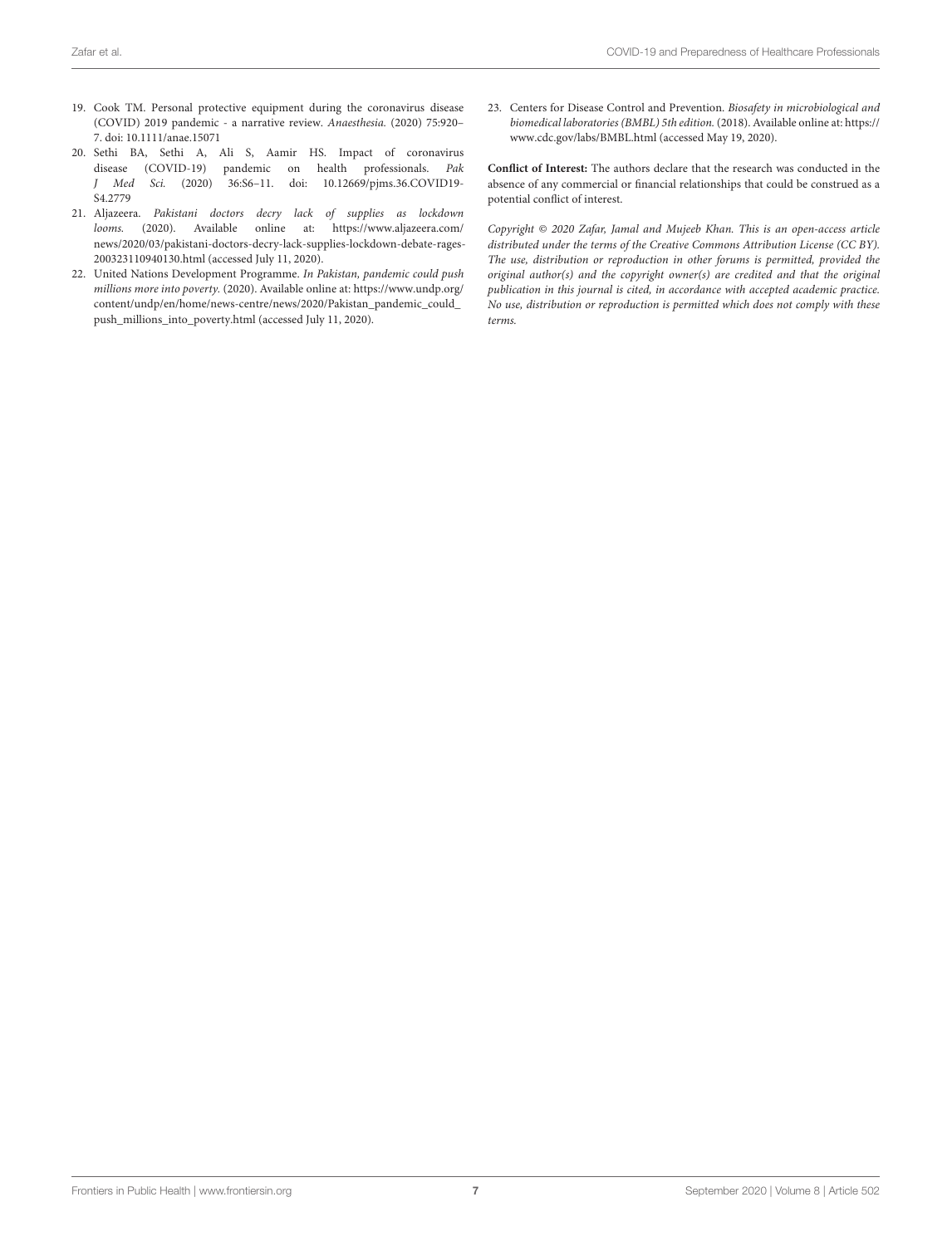19. Cook TM. Personal protective equipment during the coronavirus disease (COVID) 2019 pandemic - a narrative review. *Anaesthesia.* (2020) 75:920–7. doi: 10.1111/anae.15071
20. Sethi BA, Sethi A, Ali S, Aamir HS. Impact of coronavirus disease (COVID-19) pandemic on health professionals. *Pak J Med Sci.* (2020) 36:S6–11. doi: 10.12669/pjms.36.COVID19-S4.2779
21. Aljazeera. *Pakistani doctors decry lack of supplies as lockdown looms.* (2020). Available online at: https://www.aljazeera.com/news/2020/03/pakistani-doctors-decry-lack-supplies-lockdown-debate-rages-200323110940130.html (accessed July 11, 2020).
22. United Nations Development Programme. *In Pakistan, pandemic could push millions more into poverty.* (2020). Available online at: https://www.undp.org/content/undp/en/home/news-centre/news/2020/Pakistan_pandemic_could_push_millions_into_poverty.html (accessed July 11, 2020).
23. Centers for Disease Control and Prevention. *Biosafety in microbiological and biomedical laboratories (BMBL) 5th edition.* (2018). Available online at: https://www.cdc.gov/labs/BMBL.html (accessed May 19, 2020).

**Conflict of Interest:** The authors declare that the research was conducted in the absence of any commercial or financial relationships that could be construed as a potential conflict of interest.

*Copyright © 2020 Zafar, Jamal and Mujeeb Khan. This is an open-access article distributed under the terms of the Creative Commons Attribution License (CC BY). The use, distribution or reproduction in other forums is permitted, provided the original author(s) and the copyright owner(s) are credited and that the original publication in this journal is cited, in accordance with accepted academic practice. No use, distribution or reproduction is permitted which does not comply with these terms.*